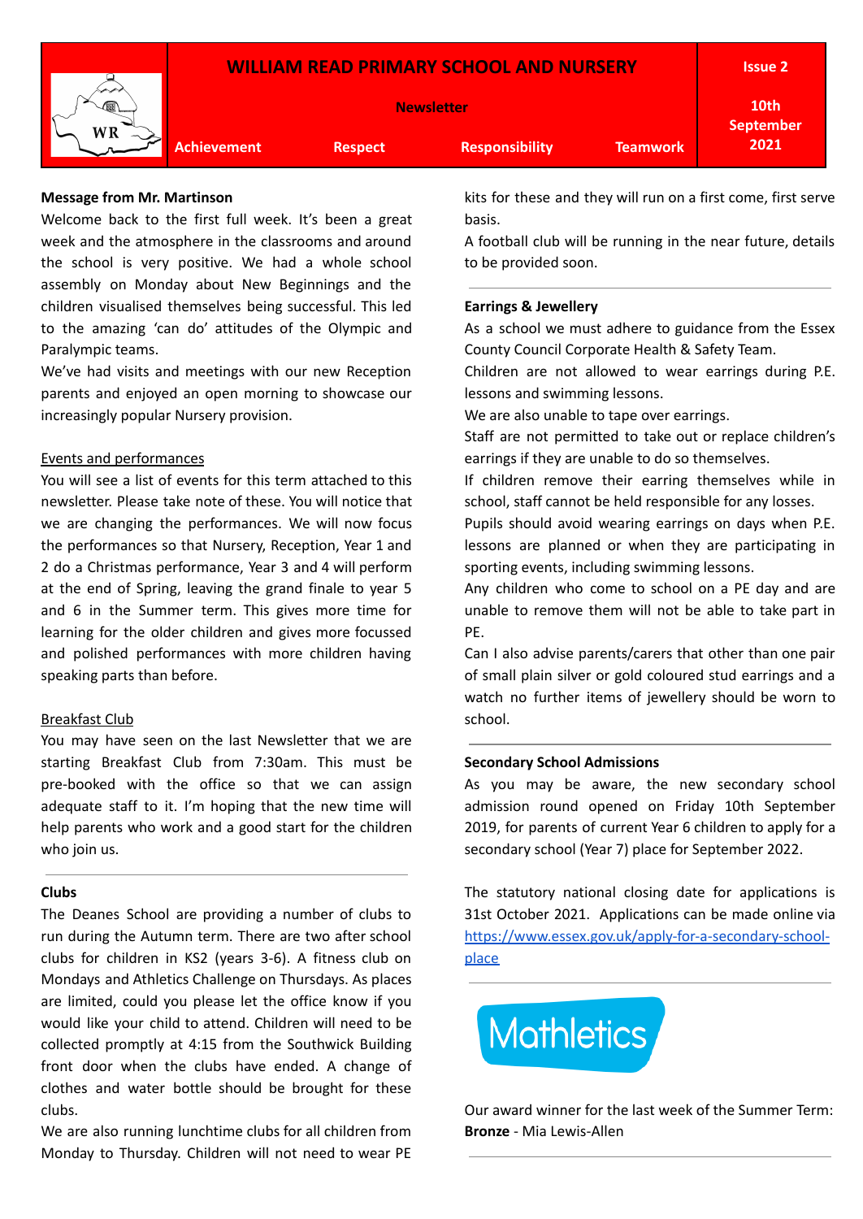# WILLIAM READ PRIMARY SCHOOL AND NURSERY

**Newsletter**

**Issue 2** — **10th September 2021**

**Achievement** | **Respect** | **Responsibility** | **Teamwork**

**Message from Mr. Martinson**

Welcome back to the first full week. It's been a great week and the atmosphere in the classrooms and around the school is very positive. We had a whole school assembly on Monday about New Beginnings and the children visualised themselves being successful. This led to the amazing 'can do' attitudes of the Olympic and Paralympic teams.

We've had visits and meetings with our new Reception parents and enjoyed an open morning to showcase our increasingly popular Nursery provision.

Events and performances

You will see a list of events for this term attached to this newsletter. Please take note of these. You will notice that we are changing the performances. We will now focus the performances so that Nursery, Reception, Year 1 and 2 do a Christmas performance, Year 3 and 4 will perform at the end of Spring, leaving the grand finale to year 5 and 6 in the Summer term. This gives more time for learning for the older children and gives more focussed and polished performances with more children having speaking parts than before.

Breakfast Club

You may have seen on the last Newsletter that we are starting Breakfast Club from 7:30am. This must be pre-booked with the office so that we can assign adequate staff to it. I'm hoping that the new time will help parents who work and a good start for the children who join us.

---

**Clubs**

The Deanes School are providing a number of clubs to run during the Autumn term. There are two after school clubs for children in KS2 (years 3-6). A fitness club on Mondays and Athletics Challenge on Thursdays. As places are limited, could you please let the office know if you would like your child to attend. Children will need to be collected promptly at 4:15 from the Southwick Building front door when the clubs have ended. A change of clothes and water bottle should be brought for these clubs.

We are also running lunchtime clubs for all children from Monday to Thursday. Children will not need to wear PE kits for these and they will run on a first come, first serve basis.

A football club will be running in the near future, details to be provided soon.

---

**Earrings & Jewellery**

As a school we must adhere to guidance from the Essex County Council Corporate Health & Safety Team.

Children are not allowed to wear earrings during P.E. lessons and swimming lessons.

We are also unable to tape over earrings.

Staff are not permitted to take out or replace children's earrings if they are unable to do so themselves.

If children remove their earring themselves while in school, staff cannot be held responsible for any losses.

Pupils should avoid wearing earrings on days when P.E. lessons are planned or when they are participating in sporting events, including swimming lessons.

Any children who come to school on a PE day and are unable to remove them will not be able to take part in PE.

Can I also advise parents/carers that other than one pair of small plain silver or gold coloured stud earrings and a watch no further items of jewellery should be worn to school.

---

**Secondary School Admissions**

As you may be aware, the new secondary school admission round opened on Friday 10th September 2019, for parents of current Year 6 children to apply for a secondary school (Year 7) place for September 2022.

The statutory national closing date for applications is 31st October 2021. Applications can be made online via https://www.essex.gov.uk/apply-for-a-secondary-school-place

---

**Mathletics**

Our award winner for the last week of the Summer Term:
**Bronze** - Mia Lewis-Allen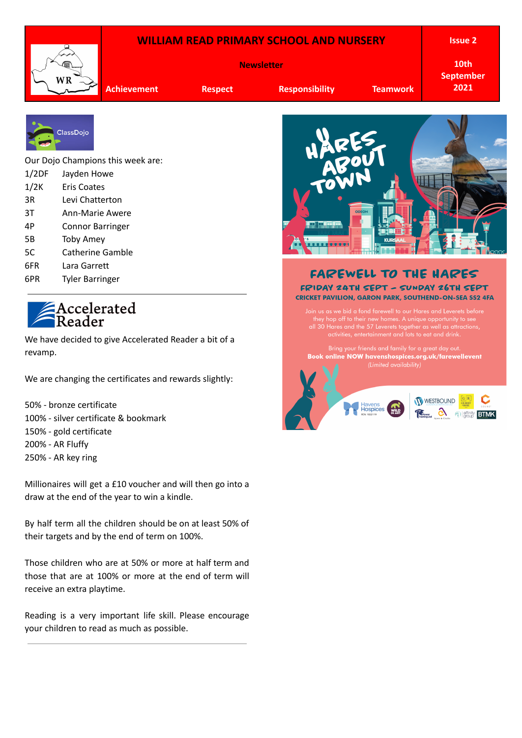# WILLIAM READ PRIMARY SCHOOL AND NURSERY

## Newsletter

Issue 2

10th September 2021

Achievement | Respect | Responsibility | Teamwork

ClassDojo

Our Dojo Champions this week are:

| | |
|---|---|
| 1/2DF | Jayden Howe |
| 1/2K | Eris Coates |
| 3R | Levi Chatterton |
| 3T | Ann-Marie Awere |
| 4P | Connor Barringer |
| 5B | Toby Amey |
| 5C | Catherine Gamble |
| 6FR | Lara Garrett |
| 6PR | Tyler Barringer |

## Accelerated Reader

We have decided to give Accelerated Reader a bit of a revamp.

We are changing the certificates and rewards slightly:

50% - bronze certificate
100% - silver certificate & bookmark
150% - gold certificate
200% - AR Fluffy
250% - AR key ring

Millionaires will get a £10 voucher and will then go into a draw at the end of the year to win a kindle.

By half term all the children should be on at least 50% of their targets and by the end of term on 100%.

Those children who are at 50% or more at half term and those that are at 100% or more at the end of term will receive an extra playtime.

Reading is a very important life skill. Please encourage your children to read as much as possible.

## Hares About Town

### Farewell to the Hares

**Friday 24th Sept – Sunday 26th Sept**

**Cricket Pavilion, Garon Park, Southend-on-Sea SS2 4FA**

Join us as we bid a fond farewell to our Hares and Leverets before they hop off to their new homes. A unique opportunity to see all 30 Hares and the 57 Leverets together as well as attractions, activities, entertainment and lots to eat and drink.

Bring your friends and family for a great day out.

**Book online NOW havenshospices.org.uk/farewellevent**

*(Limited availability)*